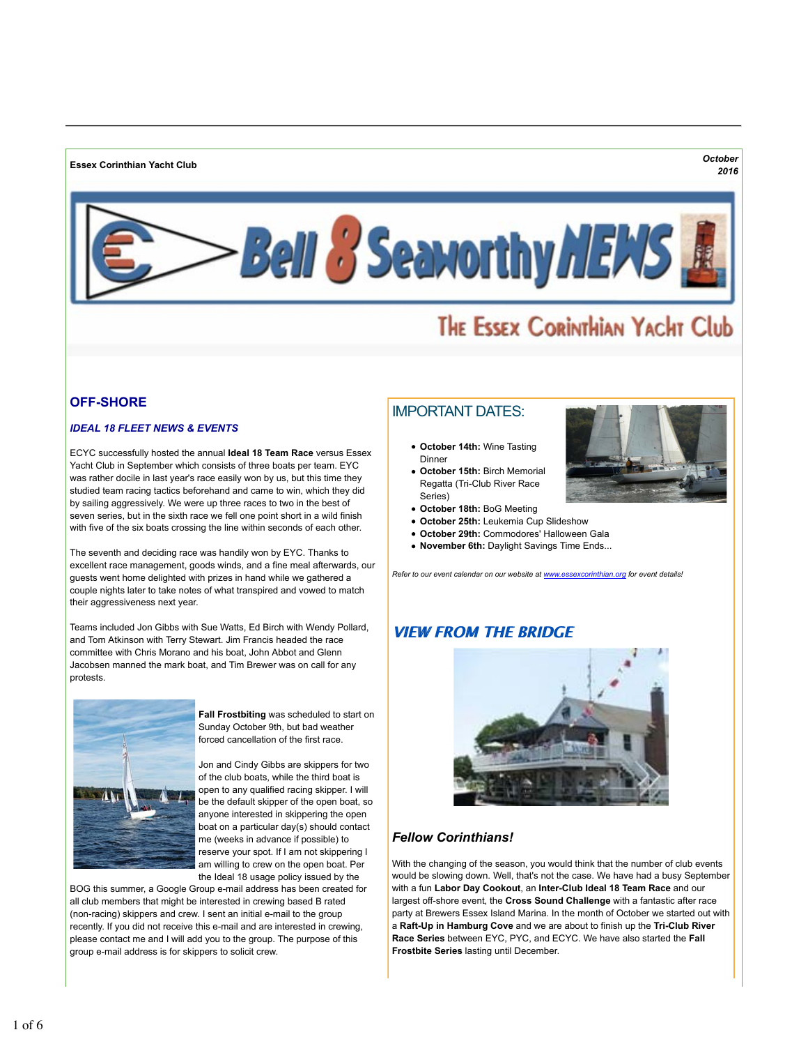**Essex Corinthian Yacht Club**

*October 2016*

# Bell 8 Seaworthy NEWS

## The Essex Corinthian Yacht Club

## OFF-SHORE

### *IDEAL 18 FLEET NEWS & EVENTS*

ECYC successfully hosted the annual **Ideal 18 Team Race** versus Essex Yacht Club in September which consists of three boats per team. EYC was rather docile in last year's race easily won by us, but this time they studied team racing tactics beforehand and came to win, which they did by sailing aggressively. We were up three races to two in the best of seven series, but in the sixth race we fell one point short in a wild finish with five of the six boats crossing the line within seconds of each other.

The seventh and deciding race was handily won by EYC. Thanks to excellent race management, goods winds, and a fine meal afterwards, our guests went home delighted with prizes in hand while we gathered a couple nights later to take notes of what transpired and vowed to match their aggressiveness next year.

Teams included Jon Gibbs with Sue Watts, Ed Birch with Wendy Pollard, and Tom Atkinson with Terry Stewart. Jim Francis headed the race committee with Chris Morano and his boat, John Abbot and Glenn Jacobsen manned the mark boat, and Tim Brewer was on call for any protests.

**Fall Frostbiting** was scheduled to start on Sunday October 9th, but bad weather forced cancellation of the first race.

Jon and Cindy Gibbs are skippers for two of the club boats, while the third boat is open to any qualified racing skipper. I will be the default skipper of the open boat, so anyone interested in skippering the open boat on a particular day(s) should contact me (weeks in advance if possible) to reserve your spot. If I am not skippering I am willing to crew on the open boat. Per the Ideal 18 usage policy issued by the BOG this summer, a Google Group e-mail address has been created for all club members that might be interested in crewing based B rated (non-racing) skippers and crew. I sent an initial e-mail to the group recently. If you did not receive this e-mail and are interested in crewing, please contact me and I will add you to the group. The purpose of this group e-mail address is for skippers to solicit crew.

## IMPORTANT DATES:

- **October 14th:** Wine Tasting Dinner
- **October 15th:** Birch Memorial Regatta (Tri-Club River Race Series)
- **October 18th:** BoG Meeting
- **October 25th:** Leukemia Cup Slideshow
- **October 29th:** Commodores' Halloween Gala
- **November 6th:** Daylight Savings Time Ends...

*Refer to our event calendar on our website at [www.essexcorinthian.org](http://www.essexcorinthian.org) for event details!*

## *VIEW FROM THE BRIDGE*

### *Fellow Corinthians!*

With the changing of the season, you would think that the number of club events would be slowing down. Well, that's not the case. We have had a busy September with a fun **Labor Day Cookout**, an **Inter-Club Ideal 18 Team Race** and our largest off-shore event, the **Cross Sound Challenge** with a fantastic after race party at Brewers Essex Island Marina. In the month of October we started out with a **Raft-Up in Hamburg Cove** and we are about to finish up the **Tri-Club River Race Series** between EYC, PYC, and ECYC. We have also started the **Fall Frostbite Series** lasting until December.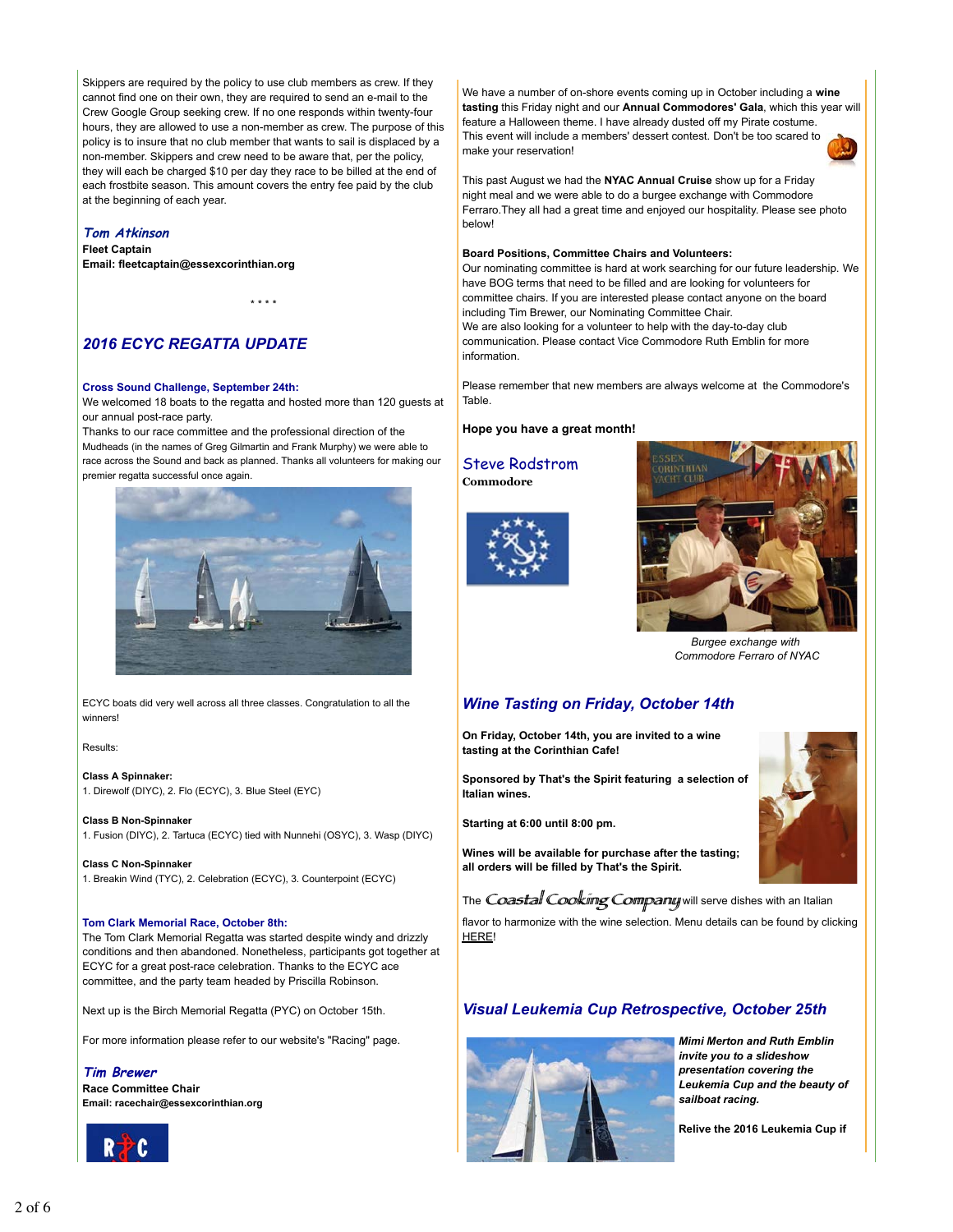Skippers are required by the policy to use club members as crew. If they cannot find one on their own, they are required to send an e-mail to the Crew Google Group seeking crew. If no one responds within twenty-four hours, they are allowed to use a non-member as crew. The purpose of this policy is to insure that no club member that wants to sail is displaced by a non-member. Skippers and crew need to be aware that, per the policy, they will each be charged $10 per day they race to be billed at the end of each frostbite season. This amount covers the entry fee paid by the club at the beginning of each year.

*Tom Atkinson*
**Fleet Captain**
**Email: fleetcaptain@essexcorinthian.org**

\* \* \* \*

## 2016 ECYC REGATTA UPDATE

**Cross Sound Challenge, September 24th:**
We welcomed 18 boats to the regatta and hosted more than 120 guests at our annual post-race party.
Thanks to our race committee and the professional direction of the Mudheads (in the names of Greg Gilmartin and Frank Murphy) we were able to race across the Sound and back as planned. Thanks all volunteers for making our premier regatta successful once again.

ECYC boats did very well across all three classes. Congratulation to all the winners!

Results:

**Class A Spinnaker:**
1. Direwolf (DIYC), 2. Flo (ECYC), 3. Blue Steel (EYC)

**Class B Non-Spinnaker**
1. Fusion (DIYC), 2. Tartuca (ECYC) tied with Nunnehi (OSYC), 3. Wasp (DIYC)

**Class C Non-Spinnaker**
1. Breakin Wind (TYC), 2. Celebration (ECYC), 3. Counterpoint (ECYC)

**Tom Clark Memorial Race, October 8th:**
The Tom Clark Memorial Regatta was started despite windy and drizzly conditions and then abandoned. Nonetheless, participants got together at ECYC for a great post-race celebration. Thanks to the ECYC ace committee, and the party team headed by Priscilla Robinson.

Next up is the Birch Memorial Regatta (PYC) on October 15th.

For more information please refer to our website's "Racing" page.

*Tim Brewer*
**Race Committee Chair**
**Email: racechair@essexcorinthian.org**

We have a number of on-shore events coming up in October including a **wine tasting** this Friday night and our **Annual Commodores' Gala**, which this year will feature a Halloween theme. I have already dusted off my Pirate costume. This event will include a members' dessert contest. Don't be too scared to make your reservation!

This past August we had the **NYAC Annual Cruise** show up for a Friday night meal and we were able to do a burgee exchange with Commodore Ferraro.They all had a great time and enjoyed our hospitality. Please see photo below!

**Board Positions, Committee Chairs and Volunteers:**
Our nominating committee is hard at work searching for our future leadership. We have BOG terms that need to be filled and are looking for volunteers for committee chairs. If you are interested please contact anyone on the board including Tim Brewer, our Nominating Committee Chair.
We are also looking for a volunteer to help with the day-to-day club communication. Please contact Vice Commodore Ruth Emblin for more information.

Please remember that new members are always welcome at the Commodore's Table.

**Hope you have a great month!**

*Steve Rodstrom*
**Commodore**

*Burgee exchange with Commodore Ferraro of NYAC*

## Wine Tasting on Friday, October 14th

**On Friday, October 14th, you are invited to a wine tasting at the Corinthian Cafe!**

**Sponsored by That's the Spirit featuring a selection of Italian wines.**

**Starting at 6:00 until 8:00 pm.**

**Wines will be available for purchase after the tasting; all orders will be filled by That's the Spirit.**

The Coastal Cooking Company will serve dishes with an Italian flavor to harmonize with the wine selection. Menu details can be found by clicking HERE!

## Visual Leukemia Cup Retrospective, October 25th

***Mimi Merton and Ruth Emblin invite you to a slideshow presentation covering the Leukemia Cup and the beauty of sailboat racing.***

**Relive the 2016 Leukemia Cup if**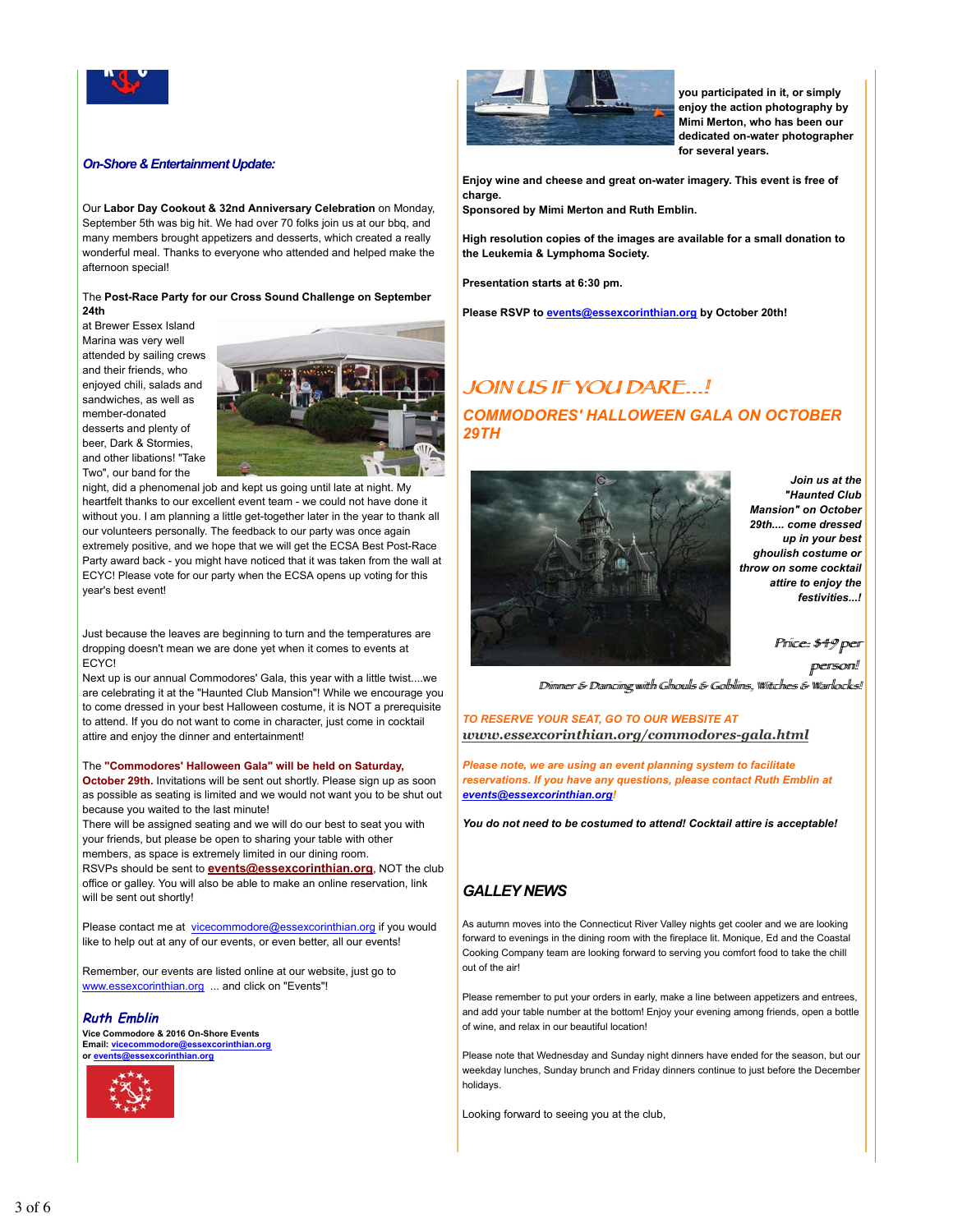## On-Shore & Entertainment Update:

Our **Labor Day Cookout & 32nd Anniversary Celebration** on Monday, September 5th was big hit. We had over 70 folks join us at our bbq, and many members brought appetizers and desserts, which created a really wonderful meal. Thanks to everyone who attended and helped make the afternoon special!

The **Post-Race Party for our Cross Sound Challenge on September 24th** at Brewer Essex Island Marina was very well attended by sailing crews and their friends, who enjoyed chili, salads and sandwiches, as well as member-donated desserts and plenty of beer, Dark & Stormies, and other libations! "Take Two", our band for the night, did a phenomenal job and kept us going until late at night. My heartfelt thanks to our excellent event team - we could not have done it without you. I am planning a little get-together later in the year to thank all our volunteers personally. The feedback to our party was once again extremely positive, and we hope that we will get the ECSA Best Post-Race Party award back - you might have noticed that it was taken from the wall at ECYC! Please vote for our party when the ECSA opens up voting for this year's best event!

Just because the leaves are beginning to turn and the temperatures are dropping doesn't mean we are done yet when it comes to events at ECYC!
Next up is our annual Commodores' Gala, this year with a little twist....we are celebrating it at the "Haunted Club Mansion"! While we encourage you to come dressed in your best Halloween costume, it is NOT a prerequisite to attend. If you do not want to come in character, just come in cocktail attire and enjoy the dinner and entertainment!

The **"Commodores' Halloween Gala" will be held on Saturday, October 29th.** Invitations will be sent out shortly. Please sign up as soon as possible as seating is limited and we would not want you to be shut out because you waited to the last minute!
There will be assigned seating and we will do our best to seat you with your friends, but please be open to sharing your table with other members, as space is extremely limited in our dining room.
RSVPs should be sent to **events@essexcorinthian.org**, NOT the club office or galley. You will also be able to make an online reservation, link will be sent out shortly!

Please contact me at vicecommodore@essexcorinthian.org if you would like to help out at any of our events, or even better, all our events!

Remember, our events are listed online at our website, just go to www.essexcorinthian.org ... and click on "Events"!

**Ruth Emblin**
**Vice Commodore & 2016 On-Shore Events**
**Email: vicecommodore@essexcorinthian.org**
**or events@essexcorinthian.org**

**you participated in it, or simply enjoy the action photography by Mimi Merton, who has been our dedicated on-water photographer for several years.**

**Enjoy wine and cheese and great on-water imagery. This event is free of charge.**
**Sponsored by Mimi Merton and Ruth Emblin.**

**High resolution copies of the images are available for a small donation to the Leukemia & Lymphoma Society.**

**Presentation starts at 6:30 pm.**

**Please RSVP to events@essexcorinthian.org by October 20th!**

## JOIN US IF YOU DARE...!

## COMMODORES' HALLOWEEN GALA ON OCTOBER 29TH

***Join us at the "Haunted Club Mansion" on October 29th.... come dressed up in your best ghoulish costume or throw on some cocktail attire to enjoy the festivities...!***

*Price: $49 per person!*

*Dinner & Dancing with Ghouls & Goblins, Witches & Warlocks!*

***TO RESERVE YOUR SEAT, GO TO OUR WEBSITE AT***
***www.essexcorinthian.org/commodores-gala.html***

***Please note, we are using an event planning system to facilitate reservations. If you have any questions, please contact Ruth Emblin at events@essexcorinthian.org!***

***You do not need to be costumed to attend! Cocktail attire is acceptable!***

## GALLEY NEWS

As autumn moves into the Connecticut River Valley nights get cooler and we are looking forward to evenings in the dining room with the fireplace lit. Monique, Ed and the Coastal Cooking Company team are looking forward to serving you comfort food to take the chill out of the air!

Please remember to put your orders in early, make a line between appetizers and entrees, and add your table number at the bottom! Enjoy your evening among friends, open a bottle of wine, and relax in our beautiful location!

Please note that Wednesday and Sunday night dinners have ended for the season, but our weekday lunches, Sunday brunch and Friday dinners continue to just before the December holidays.

Looking forward to seeing you at the club,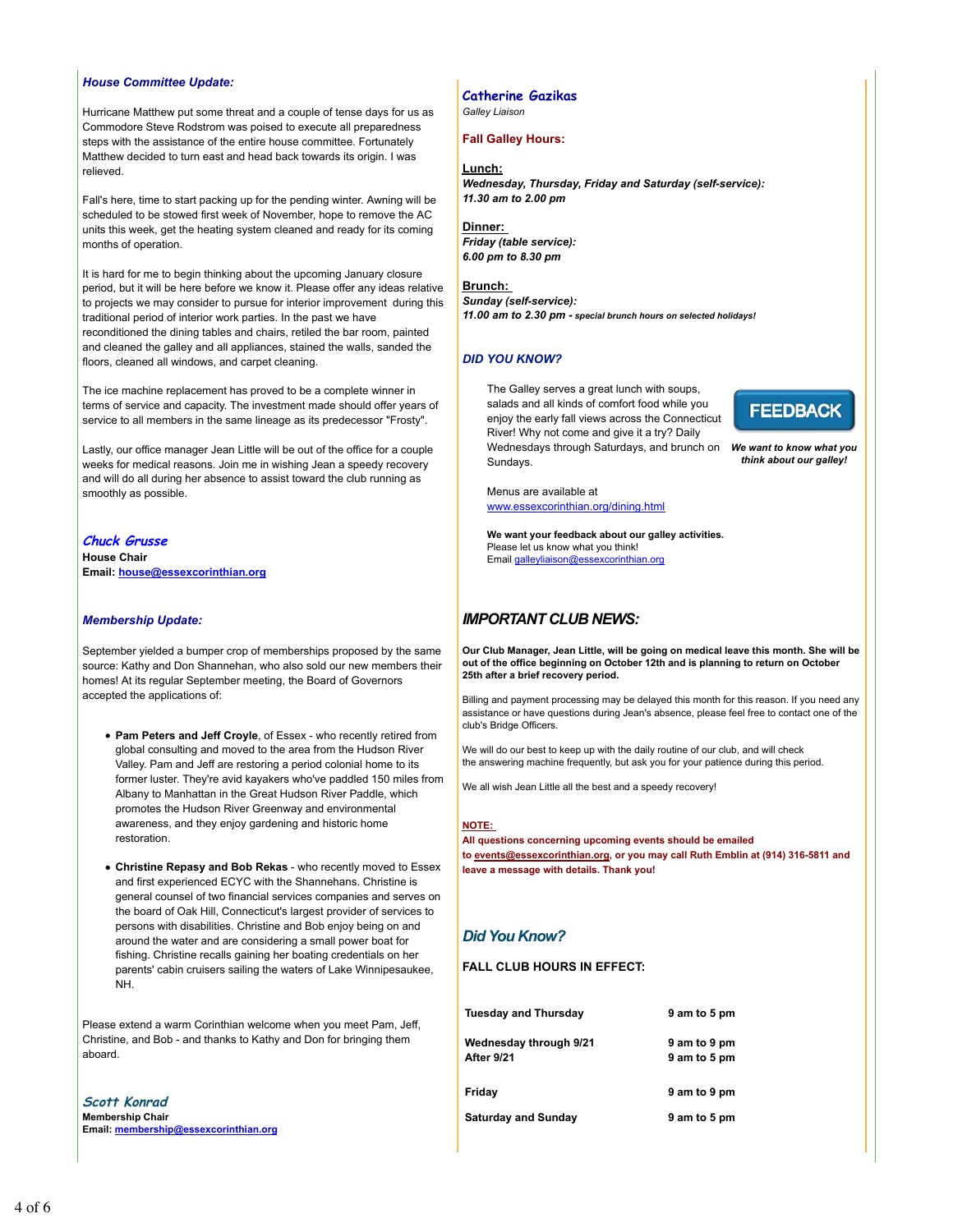### *House Committee Update:*

Hurricane Matthew put some threat and a couple of tense days for us as Commodore Steve Rodstrom was poised to execute all preparedness steps with the assistance of the entire house committee. Fortunately Matthew decided to turn east and head back towards its origin. I was relieved.

Fall's here, time to start packing up for the pending winter. Awning will be scheduled to be stowed first week of November, hope to remove the AC units this week, get the heating system cleaned and ready for its coming months of operation.

It is hard for me to begin thinking about the upcoming January closure period, but it will be here before we know it. Please offer any ideas relative to projects we may consider to pursue for interior improvement during this traditional period of interior work parties. In the past we have reconditioned the dining tables and chairs, retiled the bar room, painted and cleaned the galley and all appliances, stained the walls, sanded the floors, cleaned all windows, and carpet cleaning.

The ice machine replacement has proved to be a complete winner in terms of service and capacity. The investment made should offer years of service to all members in the same lineage as its predecessor "Frosty".

Lastly, our office manager Jean Little will be out of the office for a couple weeks for medical reasons. Join me in wishing Jean a speedy recovery and will do all during her absence to assist toward the club running as smoothly as possible.

***Chuck Grusse***
**House Chair**
**Email: house@essexcorinthian.org**

### *Membership Update:*

September yielded a bumper crop of memberships proposed by the same source: Kathy and Don Shannehan, who also sold our new members their homes! At its regular September meeting, the Board of Governors accepted the applications of:

- **Pam Peters and Jeff Croyle**, of Essex - who recently retired from global consulting and moved to the area from the Hudson River Valley. Pam and Jeff are restoring a period colonial home to its former luster. They're avid kayakers who've paddled 150 miles from Albany to Manhattan in the Great Hudson River Paddle, which promotes the Hudson River Greenway and environmental awareness, and they enjoy gardening and historic home restoration.
- **Christine Repasy and Bob Rekas** - who recently moved to Essex and first experienced ECYC with the Shannehans. Christine is general counsel of two financial services companies and serves on the board of Oak Hill, Connecticut's largest provider of services to persons with disabilities. Christine and Bob enjoy being on and around the water and are considering a small power boat for fishing. Christine recalls gaining her boating credentials on her parents' cabin cruisers sailing the waters of Lake Winnipesaukee, NH.

Please extend a warm Corinthian welcome when you meet Pam, Jeff, Christine, and Bob - and thanks to Kathy and Don for bringing them aboard.

***Scott Konrad***
**Membership Chair**
**Email: membership@essexcorinthian.org**

### Catherine Gazikas
*Galley Liaison*

**Fall Galley Hours:**

**Lunch:**
***Wednesday, Thursday, Friday and Saturday (self-service):***
***11.30 am to 2.00 pm***

**Dinner:**
***Friday (table service):***
***6.00 pm to 8.30 pm***

**Brunch:**
***Sunday (self-service):***
***11.00 am to 2.30 pm - special brunch hours on selected holidays!***

### *DID YOU KNOW?*

The Galley serves a great lunch with soups, salads and all kinds of comfort food while you enjoy the early fall views across the Connecticut River! Why not come and give it a try? Daily Wednesdays through Saturdays, and brunch on Sundays.

FEEDBACK

***We want to know what you think about our galley!***

Menus are available at www.essexcorinthian.org/dining.html

**We want your feedback about our galley activities.**
Please let us know what you think!
Email galleyliaison@essexcorinthian.org

## *IMPORTANT CLUB NEWS:*

**Our Club Manager, Jean Little, will be going on medical leave this month. She will be out of the office beginning on October 12th and is planning to return on October 25th after a brief recovery period.**

Billing and payment processing may be delayed this month for this reason. If you need any assistance or have questions during Jean's absence, please feel free to contact one of the club's Bridge Officers.

We will do our best to keep up with the daily routine of our club, and will check the answering machine frequently, but ask you for your patience during this period.

We all wish Jean Little all the best and a speedy recovery!

**NOTE:**
**All questions concerning upcoming events should be emailed to events@essexcorinthian.org, or you may call Ruth Emblin at (914) 316-5811 and leave a message with details. Thank you!**

## *Did You Know?*

**FALL CLUB HOURS IN EFFECT:**

| | |
|---|---|
| **Tuesday and Thursday** | **9 am to 5 pm** |
| **Wednesday through 9/21** | **9 am to 9 pm** |
| **After 9/21** | **9 am to 5 pm** |
| **Friday** | **9 am to 9 pm** |
| **Saturday and Sunday** | **9 am to 5 pm** |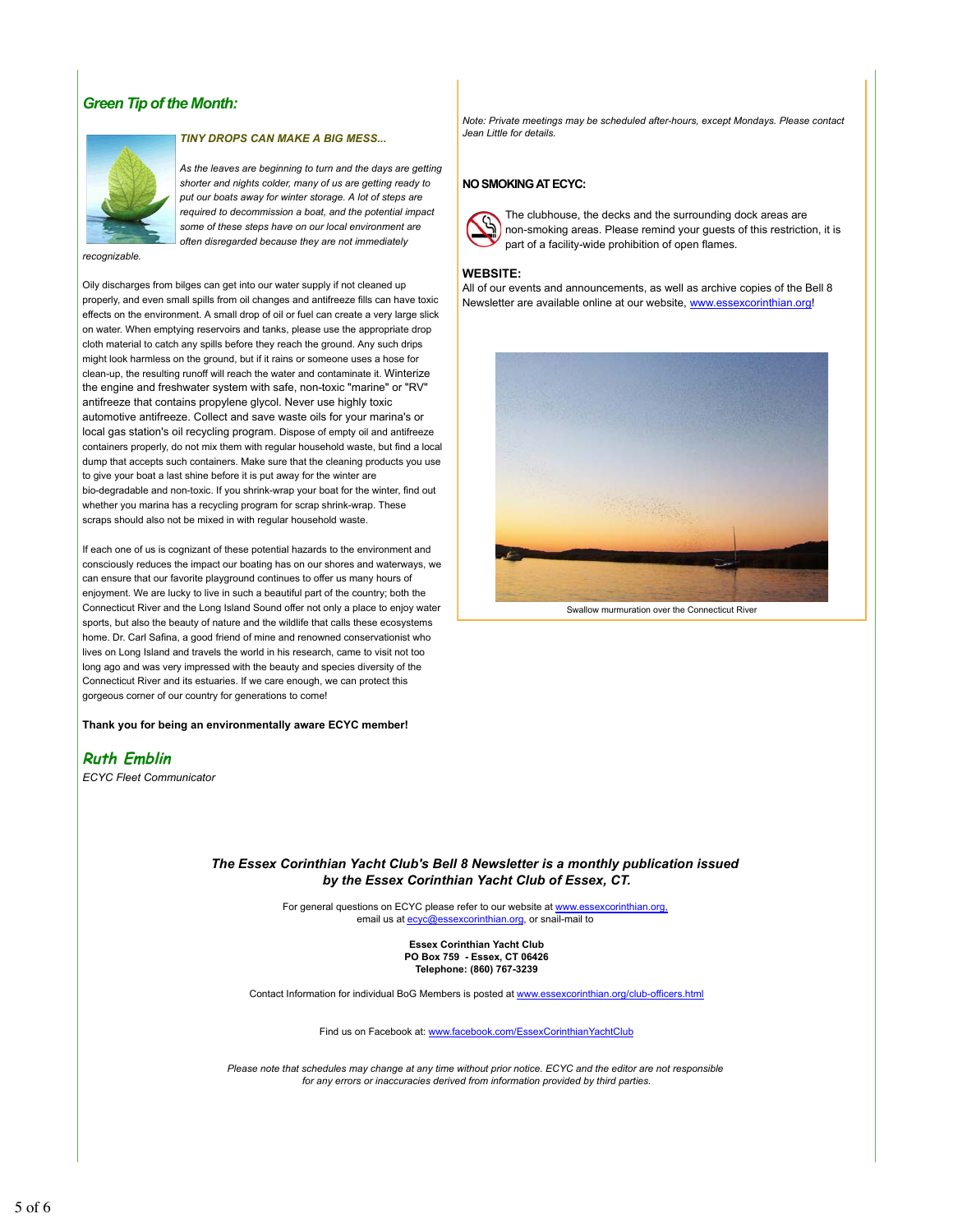## *Green Tip of the Month:*

### *TINY DROPS CAN MAKE A BIG MESS...*

*As the leaves are beginning to turn and the days are getting shorter and nights colder, many of us are getting ready to put our boats away for winter storage. A lot of steps are required to decommission a boat, and the potential impact some of these steps have on our local environment are often disregarded because they are not immediately recognizable.*

Oily discharges from bilges can get into our water supply if not cleaned up properly, and even small spills from oil changes and antifreeze fills can have toxic effects on the environment. A small drop of oil or fuel can create a very large slick on water. When emptying reservoirs and tanks, please use the appropriate drop cloth material to catch any spills before they reach the ground. Any such drips might look harmless on the ground, but if it rains or someone uses a hose for clean-up, the resulting runoff will reach the water and contaminate it. Winterize the engine and freshwater system with safe, non-toxic "marine" or "RV" antifreeze that contains propylene glycol. Never use highly toxic automotive antifreeze. Collect and save waste oils for your marina's or local gas station's oil recycling program. Dispose of empty oil and antifreeze containers properly, do not mix them with regular household waste, but find a local dump that accepts such containers. Make sure that the cleaning products you use to give your boat a last shine before it is put away for the winter are bio-degradable and non-toxic. If you shrink-wrap your boat for the winter, find out whether you marina has a recycling program for scrap shrink-wrap. These scraps should also not be mixed in with regular household waste.

If each one of us is cognizant of these potential hazards to the environment and consciously reduces the impact our boating has on our shores and waterways, we can ensure that our favorite playground continues to offer us many hours of enjoyment. We are lucky to live in such a beautiful part of the country; both the Connecticut River and the Long Island Sound offer not only a place to enjoy water sports, but also the beauty of nature and the wildlife that calls these ecosystems home. Dr. Carl Safina, a good friend of mine and renowned conservationist who lives on Long Island and travels the world in his research, came to visit not too long ago and was very impressed with the beauty and species diversity of the Connecticut River and its estuaries. If we care enough, we can protect this gorgeous corner of our country for generations to come!

**Thank you for being an environmentally aware ECYC member!**

*Ruth Emblin*
*ECYC Fleet Communicator*

*Note: Private meetings may be scheduled after-hours, except Mondays. Please contact Jean Little for details.*

**NO SMOKING AT ECYC:**

The clubhouse, the decks and the surrounding dock areas are non-smoking areas. Please remind your guests of this restriction, it is part of a facility-wide prohibition of open flames.

**WEBSITE:**
All of our events and announcements, as well as archive copies of the Bell 8 Newsletter are available online at our website, www.essexcorinthian.org!

Swallow murmuration over the Connecticut River

***The Essex Corinthian Yacht Club's Bell 8 Newsletter is a monthly publication issued by the Essex Corinthian Yacht Club of Essex, CT.***

For general questions on ECYC please refer to our website at www.essexcorinthian.org, email us at ecyc@essexcorinthian.org, or snail-mail to

**Essex Corinthian Yacht Club**
**PO Box 759 - Essex, CT 06426**
**Telephone: (860) 767-3239**

Contact Information for individual BoG Members is posted at www.essexcorinthian.org/club-officers.html

Find us on Facebook at: www.facebook.com/EssexCorinthianYachtClub

*Please note that schedules may change at any time without prior notice. ECYC and the editor are not responsible for any errors or inaccuracies derived from information provided by third parties.*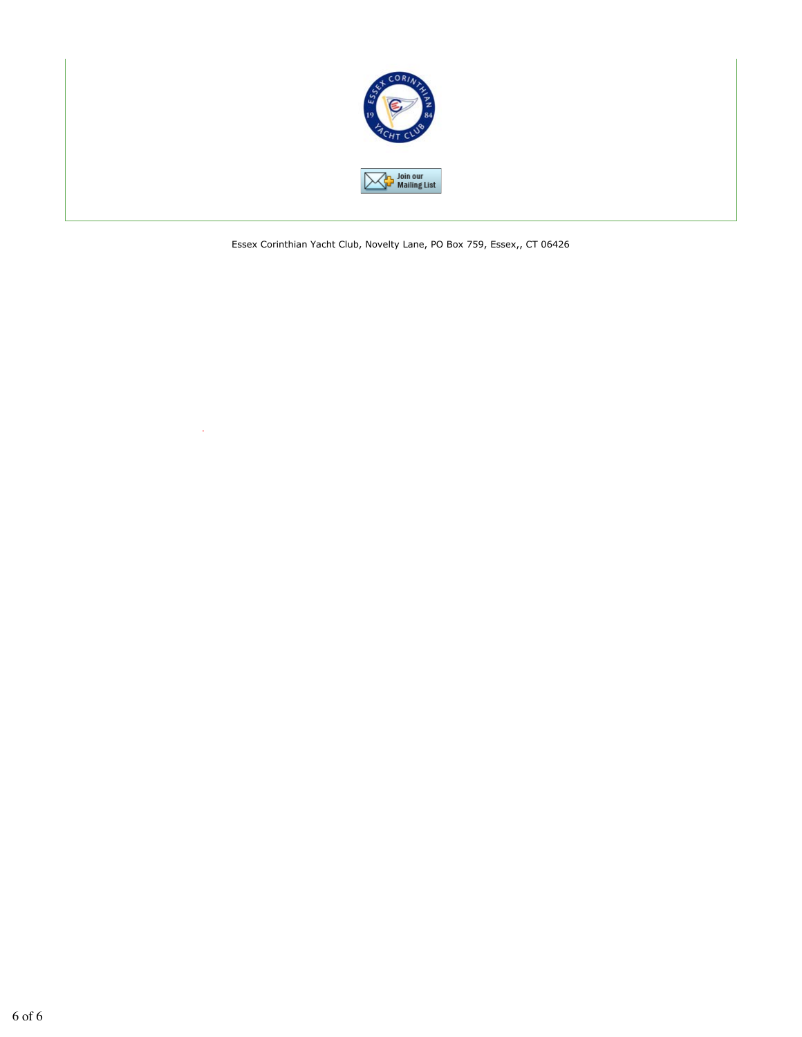Essex Corinthian Yacht Club, Novelty Lane, PO Box 759, Essex,, CT 06426